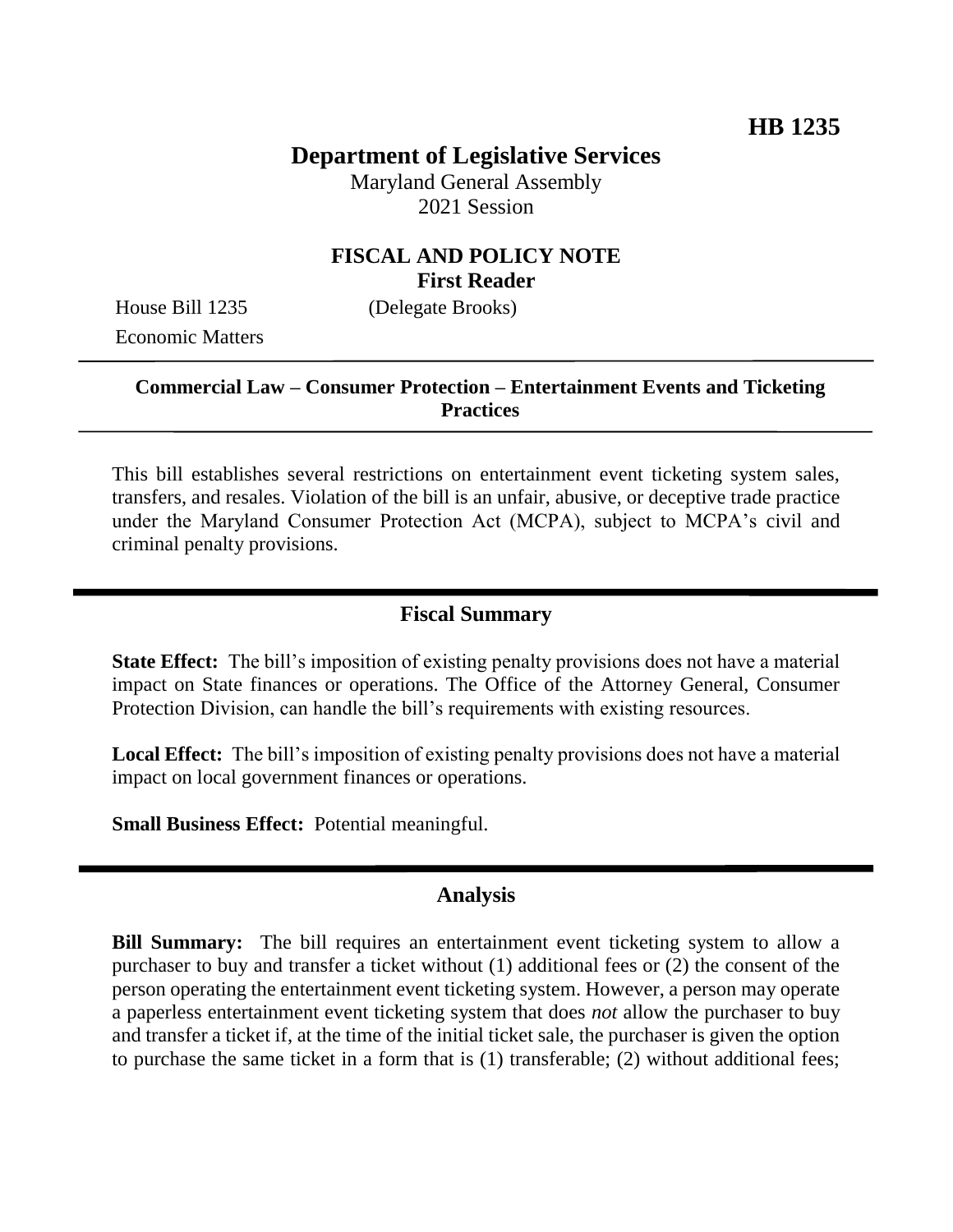**HB 1235**

# Department of Legislative Services

Maryland General Assembly
2021 Session

## FISCAL AND POLICY NOTE
**First Reader**

House Bill 1235 (Delegate Brooks)
Economic Matters

---

**Commercial Law – Consumer Protection – Entertainment Events and Ticketing Practices**

---

This bill establishes several restrictions on entertainment event ticketing system sales, transfers, and resales. Violation of the bill is an unfair, abusive, or deceptive trade practice under the Maryland Consumer Protection Act (MCPA), subject to MCPA's civil and criminal penalty provisions.

## Fiscal Summary

**State Effect:** The bill's imposition of existing penalty provisions does not have a material impact on State finances or operations. The Office of the Attorney General, Consumer Protection Division, can handle the bill's requirements with existing resources.

**Local Effect:** The bill's imposition of existing penalty provisions does not have a material impact on local government finances or operations.

**Small Business Effect:** Potential meaningful.

## Analysis

**Bill Summary:** The bill requires an entertainment event ticketing system to allow a purchaser to buy and transfer a ticket without (1) additional fees or (2) the consent of the person operating the entertainment event ticketing system. However, a person may operate a paperless entertainment event ticketing system that does *not* allow the purchaser to buy and transfer a ticket if, at the time of the initial ticket sale, the purchaser is given the option to purchase the same ticket in a form that is (1) transferable; (2) without additional fees;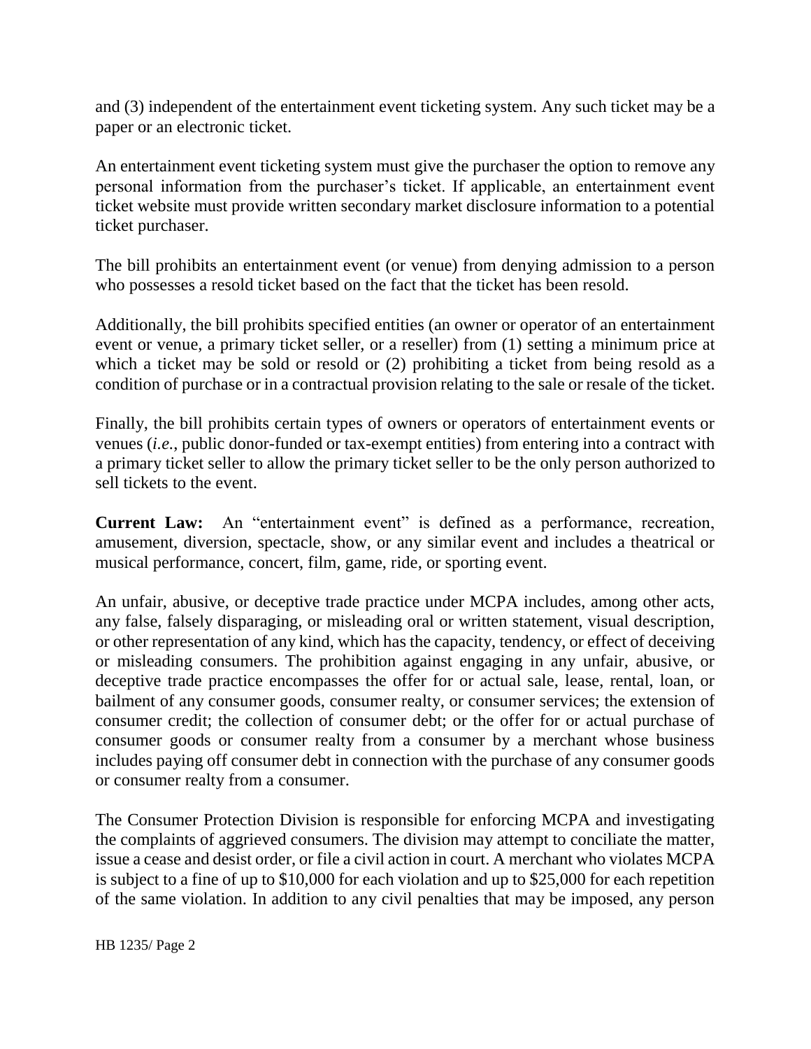and (3) independent of the entertainment event ticketing system. Any such ticket may be a paper or an electronic ticket.

An entertainment event ticketing system must give the purchaser the option to remove any personal information from the purchaser's ticket. If applicable, an entertainment event ticket website must provide written secondary market disclosure information to a potential ticket purchaser.

The bill prohibits an entertainment event (or venue) from denying admission to a person who possesses a resold ticket based on the fact that the ticket has been resold.

Additionally, the bill prohibits specified entities (an owner or operator of an entertainment event or venue, a primary ticket seller, or a reseller) from (1) setting a minimum price at which a ticket may be sold or resold or (2) prohibiting a ticket from being resold as a condition of purchase or in a contractual provision relating to the sale or resale of the ticket.

Finally, the bill prohibits certain types of owners or operators of entertainment events or venues (*i.e.*, public donor-funded or tax-exempt entities) from entering into a contract with a primary ticket seller to allow the primary ticket seller to be the only person authorized to sell tickets to the event.

**Current Law:** An "entertainment event" is defined as a performance, recreation, amusement, diversion, spectacle, show, or any similar event and includes a theatrical or musical performance, concert, film, game, ride, or sporting event.

An unfair, abusive, or deceptive trade practice under MCPA includes, among other acts, any false, falsely disparaging, or misleading oral or written statement, visual description, or other representation of any kind, which has the capacity, tendency, or effect of deceiving or misleading consumers. The prohibition against engaging in any unfair, abusive, or deceptive trade practice encompasses the offer for or actual sale, lease, rental, loan, or bailment of any consumer goods, consumer realty, or consumer services; the extension of consumer credit; the collection of consumer debt; or the offer for or actual purchase of consumer goods or consumer realty from a consumer by a merchant whose business includes paying off consumer debt in connection with the purchase of any consumer goods or consumer realty from a consumer.

The Consumer Protection Division is responsible for enforcing MCPA and investigating the complaints of aggrieved consumers. The division may attempt to conciliate the matter, issue a cease and desist order, or file a civil action in court. A merchant who violates MCPA is subject to a fine of up to \$10,000 for each violation and up to \$25,000 for each repetition of the same violation. In addition to any civil penalties that may be imposed, any person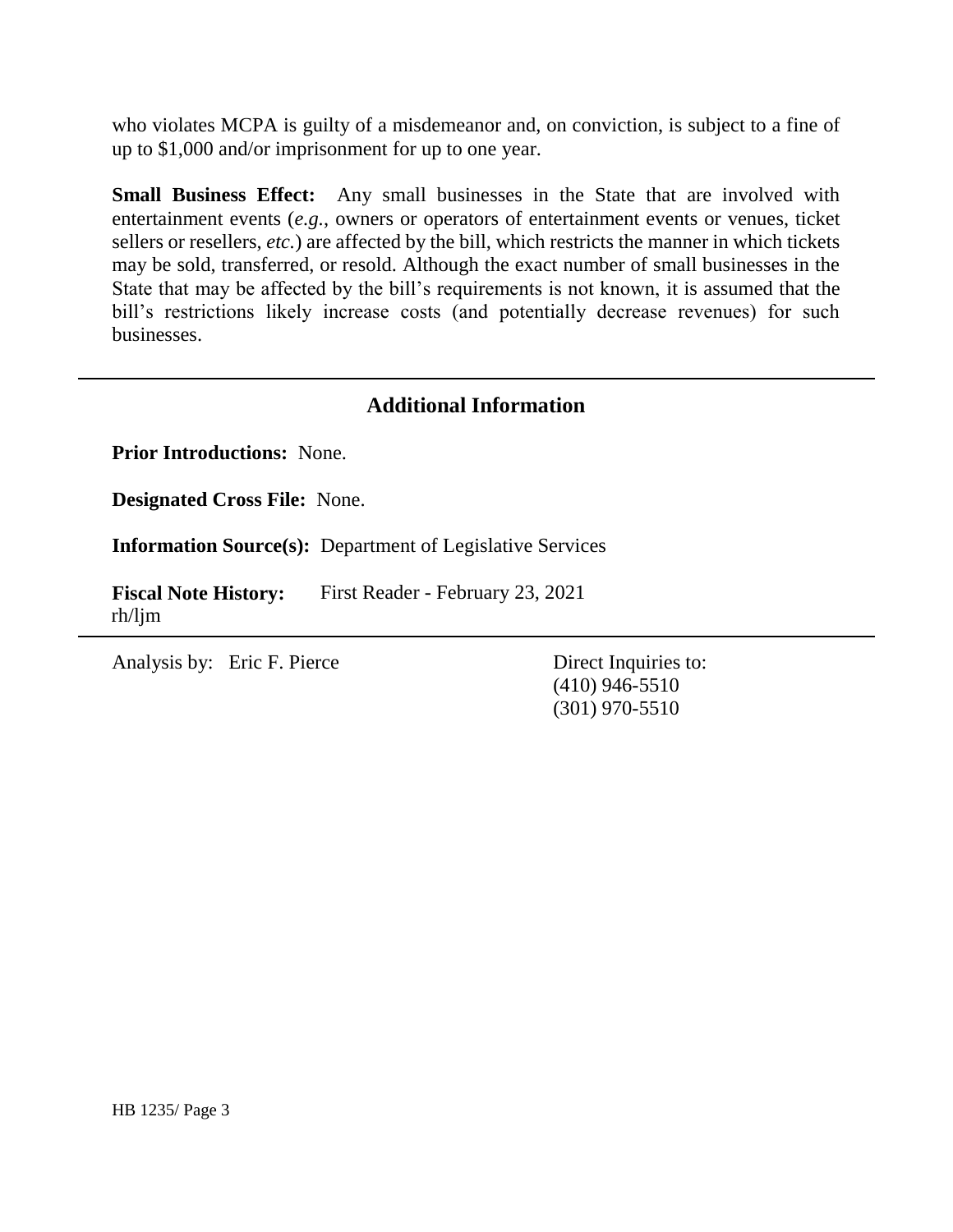who violates MCPA is guilty of a misdemeanor and, on conviction, is subject to a fine of up to $1,000 and/or imprisonment for up to one year.

**Small Business Effect:** Any small businesses in the State that are involved with entertainment events (*e.g.*, owners or operators of entertainment events or venues, ticket sellers or resellers, *etc.*) are affected by the bill, which restricts the manner in which tickets may be sold, transferred, or resold. Although the exact number of small businesses in the State that may be affected by the bill's requirements is not known, it is assumed that the bill's restrictions likely increase costs (and potentially decrease revenues) for such businesses.

---

## Additional Information

**Prior Introductions:** None.

**Designated Cross File:** None.

**Information Source(s):** Department of Legislative Services

**Fiscal Note History:** First Reader - February 23, 2021
rh/ljm

---

Analysis by: Eric F. Pierce

Direct Inquiries to:
(410) 946-5510
(301) 970-5510